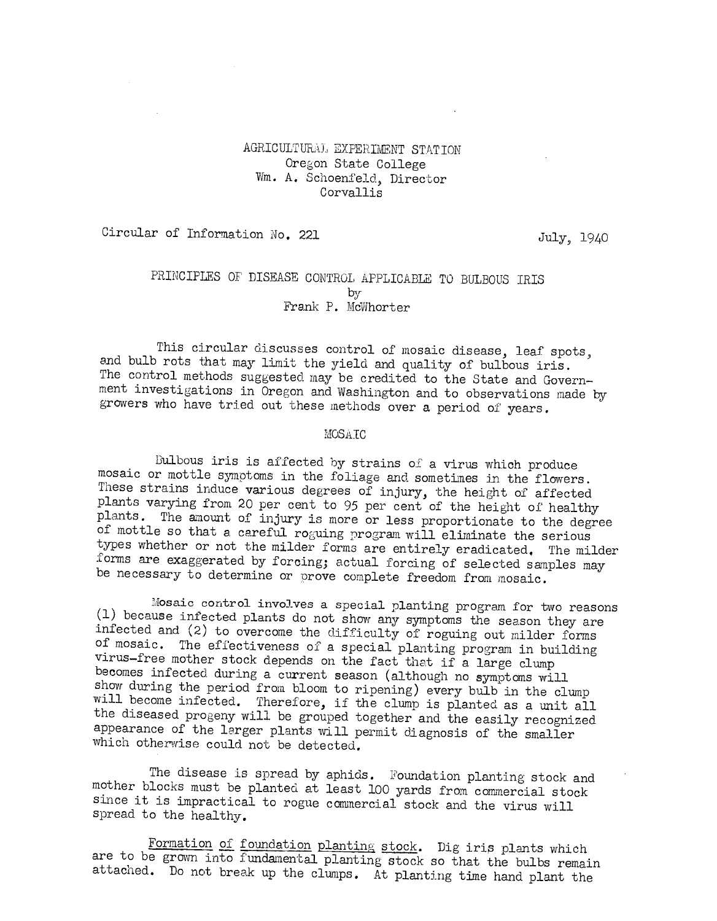AGRICULTURAL EXPERIMENT STATION
Oregon State College
Wm. A. Schoenfeld, Director
Corvallis

Circular of Information No. 221 July, 1940

# PRINCIPLES OF DISEASE CONTROL APPLICABLE TO BULBOUS IRIS

by
Frank P. McWhorter

This circular discusses control of mosaic disease, leaf spots, and bulb rots that may limit the yield and quality of bulbous iris. The control methods suggested may be credited to the State and Government investigations in Oregon and Washington and to observations made by growers who have tried out these methods over a period of years.

## MOSAIC

Bulbous iris is affected by strains of a virus which produce mosaic or mottle symptoms in the foliage and sometimes in the flowers. These strains induce various degrees of injury, the height of affected plants varying from 20 per cent to 95 per cent of the height of healthy plants. The amount of injury is more or less proportionate to the degree of mottle so that a careful roguing program will eliminate the serious types whether or not the milder forms are entirely eradicated. The milder forms are exaggerated by forcing; actual forcing of selected samples may be necessary to determine or prove complete freedom from mosaic.

Mosaic control involves a special planting program for two reasons (1) because infected plants do not show any symptoms the season they are infected and (2) to overcome the difficulty of roguing out milder forms of mosaic. The effectiveness of a special planting program in building virus-free mother stock depends on the fact that if a large clump becomes infected during a current season (although no symptoms will show during the period from bloom to ripening) every bulb in the clump will become infected. Therefore, if the clump is planted as a unit all the diseased progeny will be grouped together and the easily recognized appearance of the larger plants will permit diagnosis of the smaller which otherwise could not be detected.

The disease is spread by aphids. Foundation planting stock and mother blocks must be planted at least 100 yards from commercial stock since it is impractical to rogue commercial stock and the virus will spread to the healthy.

<u>Formation of foundation planting stock</u>. Dig iris plants which are to be grown into fundamental planting stock so that the bulbs remain attached. Do not break up the clumps. At planting time hand plant the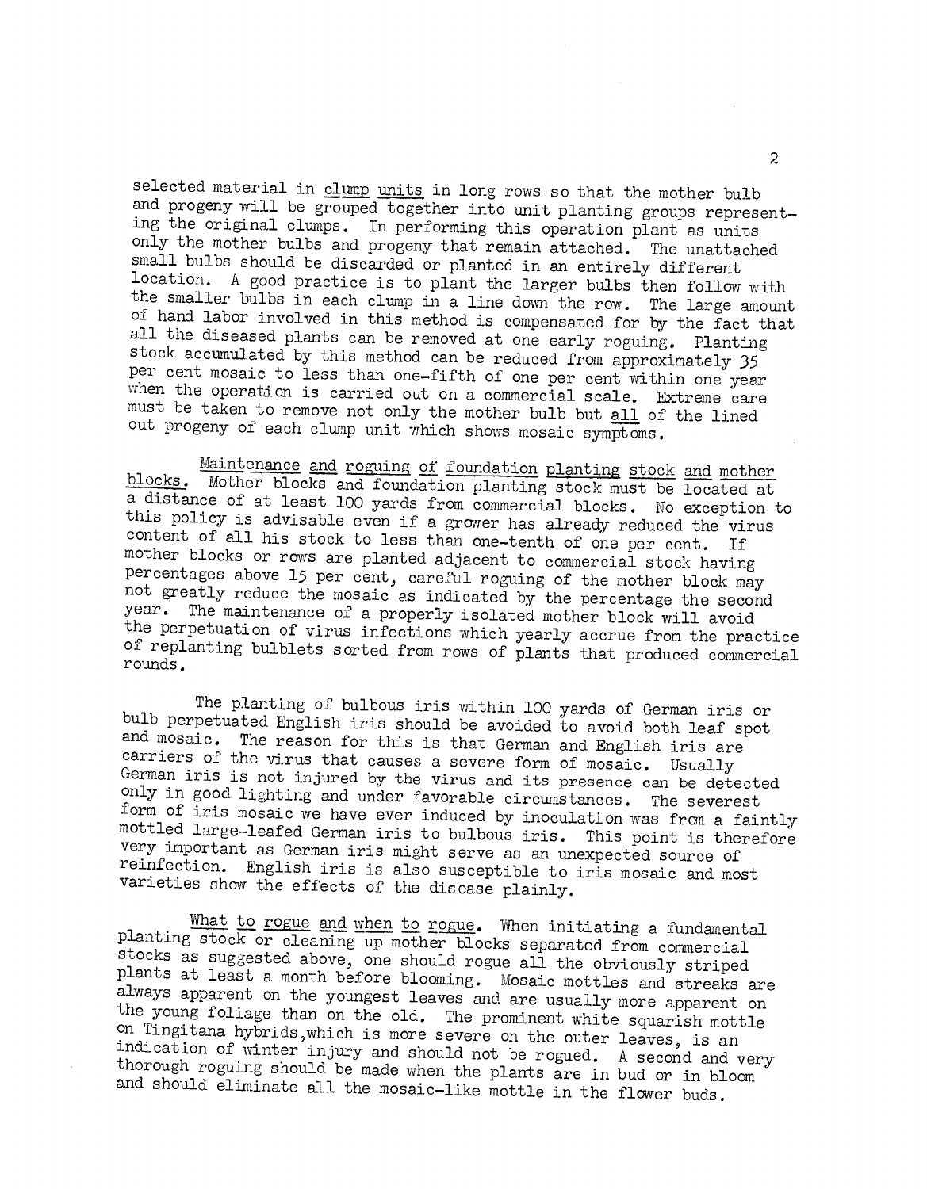selected material in clump units in long rows so that the mother bulb and progeny will be grouped together into unit planting groups representing the original clumps. In performing this operation plant as units only the mother bulbs and progeny that remain attached. The unattached small bulbs should be discarded or planted in an entirely different location. A good practice is to plant the larger bulbs then follow with the smaller bulbs in each clump in a line down the row. The large amount of hand labor involved in this method is compensated for by the fact that all the diseased plants can be removed at one early roguing. Planting stock accumulated by this method can be reduced from approximately 35 per cent mosaic to less than one-fifth of one per cent within one year when the operation is carried out on a commercial scale. Extreme care must be taken to remove not only the mother bulb but all of the lined out progeny of each clump unit which shows mosaic symptoms.

Maintenance and roguing of foundation planting stock and mother blocks. Mother blocks and foundation planting stock must be located at a distance of at least 100 yards from commercial blocks. No exception to this policy is advisable even if a grower has already reduced the virus content of all his stock to less than one-tenth of one per cent. If mother blocks or rows are planted adjacent to commercial stock having percentages above 15 per cent, careful roguing of the mother block may not greatly reduce the mosaic as indicated by the percentage the second year. The maintenance of a properly isolated mother block will avoid the perpetuation of virus infections which yearly accrue from the practice of replanting bulblets sorted from rows of plants that produced commercial rounds.

The planting of bulbous iris within 100 yards of German iris or bulb perpetuated English iris should be avoided to avoid both leaf spot and mosaic. The reason for this is that German and English iris are carriers of the virus that causes a severe form of mosaic. Usually German iris is not injured by the virus and its presence can be detected only in good lighting and under favorable circumstances. The severest form of iris mosaic we have ever induced by inoculation was from a faintly mottled large-leafed German iris to bulbous iris. This point is therefore very important as German iris might serve as an unexpected source of reinfection. English iris is also susceptible to iris mosaic and most varieties show the effects of the disease plainly.

What to rogue and when to rogue. When initiating a fundamental planting stock or cleaning up mother blocks separated from commercial stocks as suggested above, one should rogue all the obviously striped plants at least a month before blooming. Mosaic mottles and streaks are always apparent on the youngest leaves and are usually more apparent on the young foliage than on the old. The prominent white squarish mottle on Tingitana hybrids, which is more severe on the outer leaves, is an indication of winter injury and should not be rogued. A second and very thorough roguing should be made when the plants are in bud or in bloom and should eliminate all the mosaic-like mottle in the flower buds.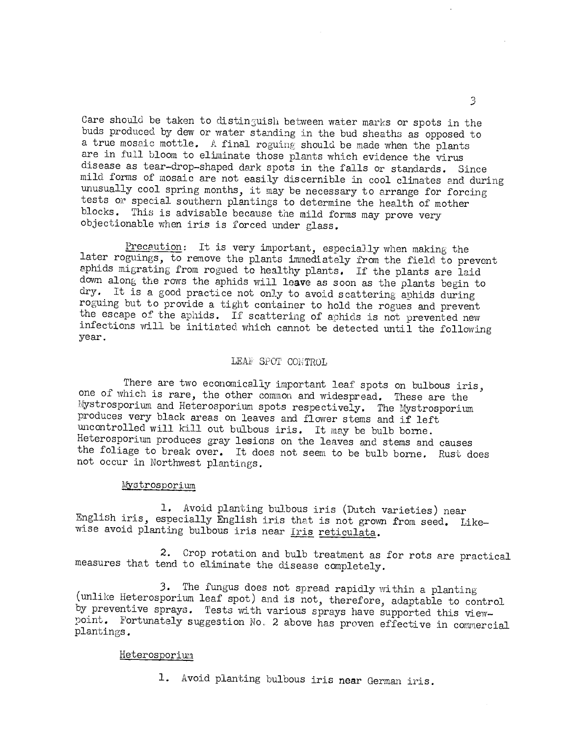Care should be taken to distinguish between water marks or spots in the buds produced by dew or water standing in the bud sheaths as opposed to a true mosaic mottle. A final roguing should be made when the plants are in full bloom to eliminate those plants which evidence the virus disease as tear-drop-shaped dark spots in the falls or standards. Since mild forms of mosaic are not easily discernible in cool climates and during unusually cool spring months, it may be necessary to arrange for forcing tests or special southern plantings to determine the health of mother blocks. This is advisable because the mild forms may prove very objectionable when iris is forced under glass.

<u>Precaution</u>: It is very important, especially when making the later roguings, to remove the plants immediately from the field to prevent aphids migrating from rogued to healthy plants. If the plants are laid down along the rows the aphids will leave as soon as the plants begin to dry. It is a good practice not only to avoid scattering aphids during roguing but to provide a tight container to hold the rogues and prevent the escape of the aphids. If scattering of aphids is not prevented new infections will be initiated which cannot be detected until the following year.

## LEAF SPOT CONTROL

There are two economically important leaf spots on bulbous iris, one of which is rare, the other common and widespread. These are the Mystrosporium and Heterosporium spots respectively. The Mystrosporium produces very black areas on leaves and flower stems and if left uncontrolled will kill out bulbous iris. It may be bulb borne. Heterosporium produces gray lesions on the leaves and stems and causes the foliage to break over. It does not seem to be bulb borne. Rust does not occur in Northwest plantings.

### <u>Mystrosporium</u>

1. Avoid planting bulbous iris (Dutch varieties) near English iris, especially English iris that is not grown from seed. Likewise avoid planting bulbous iris near <u>Iris reticulata</u>.

2. Crop rotation and bulb treatment as for rots are practical measures that tend to eliminate the disease completely.

3. The fungus does not spread rapidly within a planting (unlike Heterosporium leaf spot) and is not, therefore, adaptable to control by preventive sprays. Tests with various sprays have supported this viewpoint. Fortunately suggestion No. 2 above has proven effective in commercial plantings.

### <u>Heterosporium</u>

1. Avoid planting bulbous iris near German iris.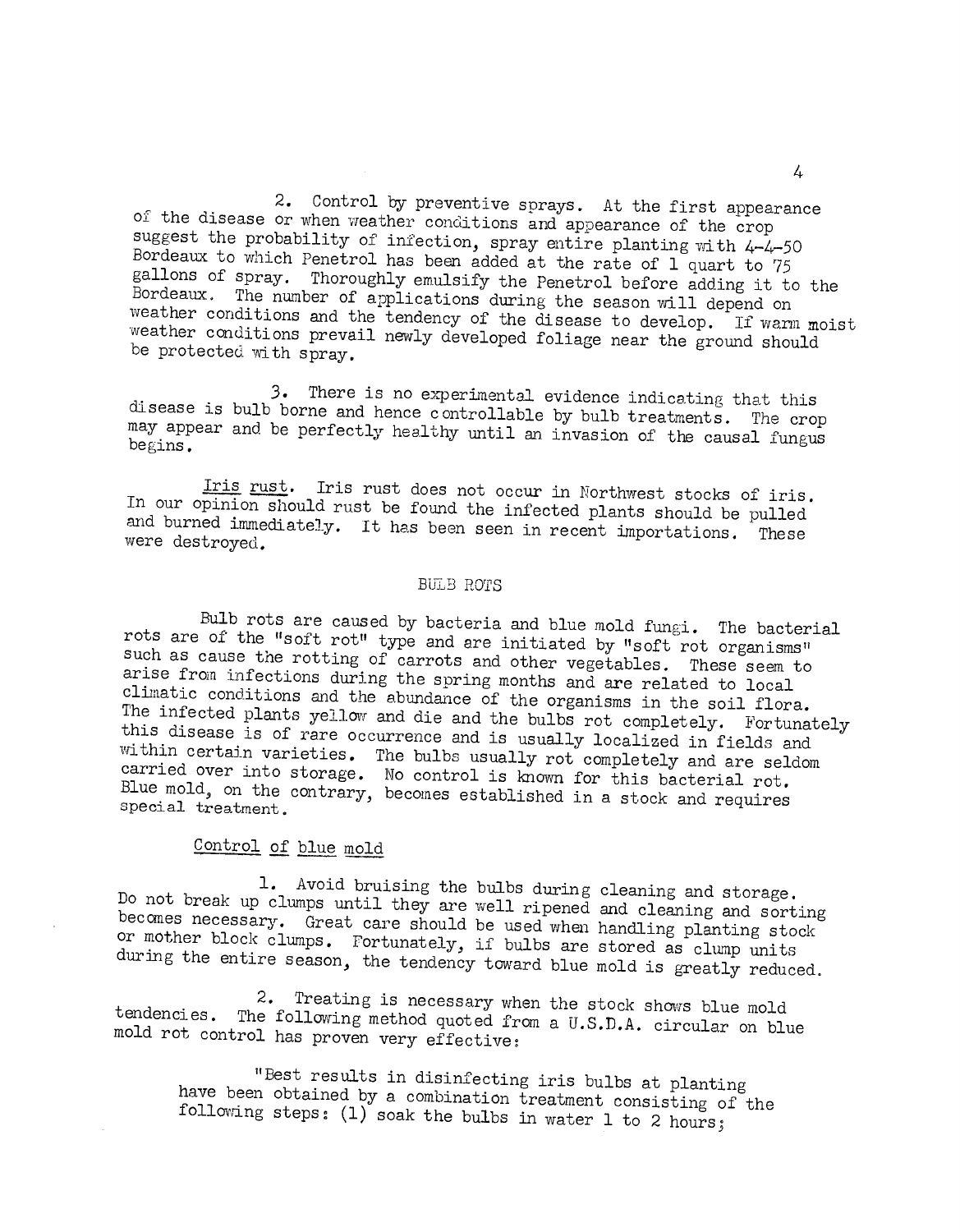2. Control by preventive sprays. At the first appearance of the disease or when weather conditions and appearance of the crop suggest the probability of infection, spray entire planting with 4-4-50 Bordeaux to which Penetrol has been added at the rate of 1 quart to 75 gallons of spray. Thoroughly emulsify the Penetrol before adding it to the Bordeaux. The number of applications during the season will depend on weather conditions and the tendency of the disease to develop. If warm moist weather conditions prevail newly developed foliage near the ground should be protected with spray.

3. There is no experimental evidence indicating that this disease is bulb borne and hence controllable by bulb treatments. The crop may appear and be perfectly healthy until an invasion of the causal fungus begins.

Iris rust. Iris rust does not occur in Northwest stocks of iris. In our opinion should rust be found the infected plants should be pulled and burned immediately. It has been seen in recent importations. These were destroyed.

## BULB ROTS

Bulb rots are caused by bacteria and blue mold fungi. The bacterial rots are of the "soft rot" type and are initiated by "soft rot organisms" such as cause the rotting of carrots and other vegetables. These seem to arise from infections during the spring months and are related to local climatic conditions and the abundance of the organisms in the soil flora. The infected plants yellow and die and the bulbs rot completely. Fortunately this disease is of rare occurrence and is usually localized in fields and within certain varieties. The bulbs usually rot completely and are seldom carried over into storage. No control is known for this bacterial rot. Blue mold, on the contrary, becomes established in a stock and requires special treatment.

### Control of blue mold

1. Avoid bruising the bulbs during cleaning and storage. Do not break up clumps until they are well ripened and cleaning and sorting becomes necessary. Great care should be used when handling planting stock or mother block clumps. Fortunately, if bulbs are stored as clump units during the entire season, the tendency toward blue mold is greatly reduced.

2. Treating is necessary when the stock shows blue mold tendencies. The following method quoted from a U.S.D.A. circular on blue mold rot control has proven very effective:

"Best results in disinfecting iris bulbs at planting have been obtained by a combination treatment consisting of the following steps: (1) soak the bulbs in water 1 to 2 hours;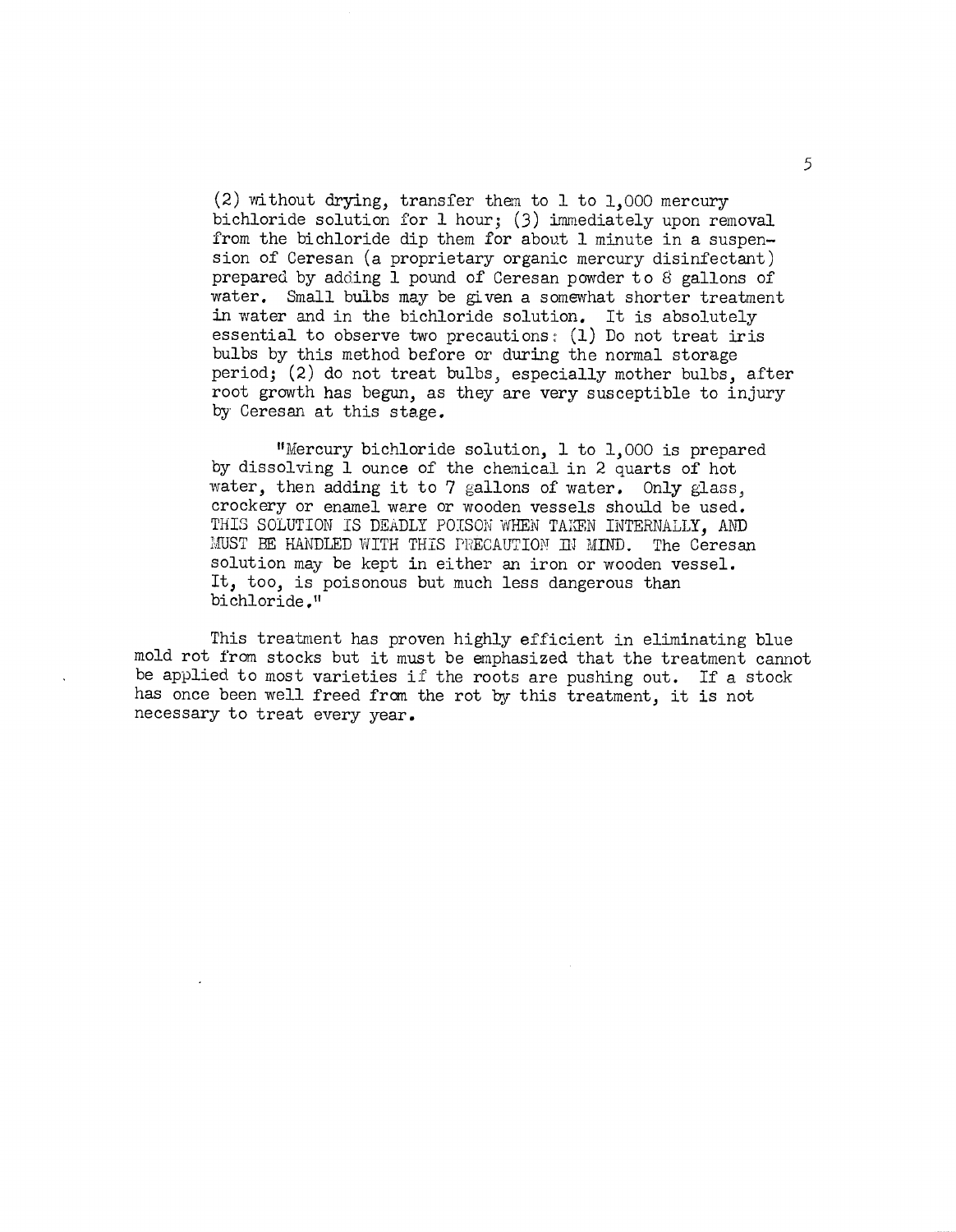(2) without drying, transfer them to 1 to 1,000 mercury bichloride solution for 1 hour; (3) immediately upon removal from the bichloride dip them for about 1 minute in a suspension of Ceresan (a proprietary organic mercury disinfectant) prepared by adding 1 pound of Ceresan powder to 8 gallons of water. Small bulbs may be given a somewhat shorter treatment in water and in the bichloride solution. It is absolutely essential to observe two precautions: (1) Do not treat iris bulbs by this method before or during the normal storage period; (2) do not treat bulbs, especially mother bulbs, after root growth has begun, as they are very susceptible to injury by Ceresan at this stage.

"Mercury bichloride solution, 1 to 1,000 is prepared by dissolving 1 ounce of the chemical in 2 quarts of hot water, then adding it to 7 gallons of water. Only glass, crockery or enamel ware or wooden vessels should be used. THIS SOLUTION IS DEADLY POISON WHEN TAKEN INTERNALLY, AND MUST BE HANDLED WITH THIS PRECAUTION IN MIND. The Ceresan solution may be kept in either an iron or wooden vessel. It, too, is poisonous but much less dangerous than bichloride."

This treatment has proven highly efficient in eliminating blue mold rot from stocks but it must be emphasized that the treatment cannot be applied to most varieties if the roots are pushing out. If a stock has once been well freed from the rot by this treatment, it is not necessary to treat every year.